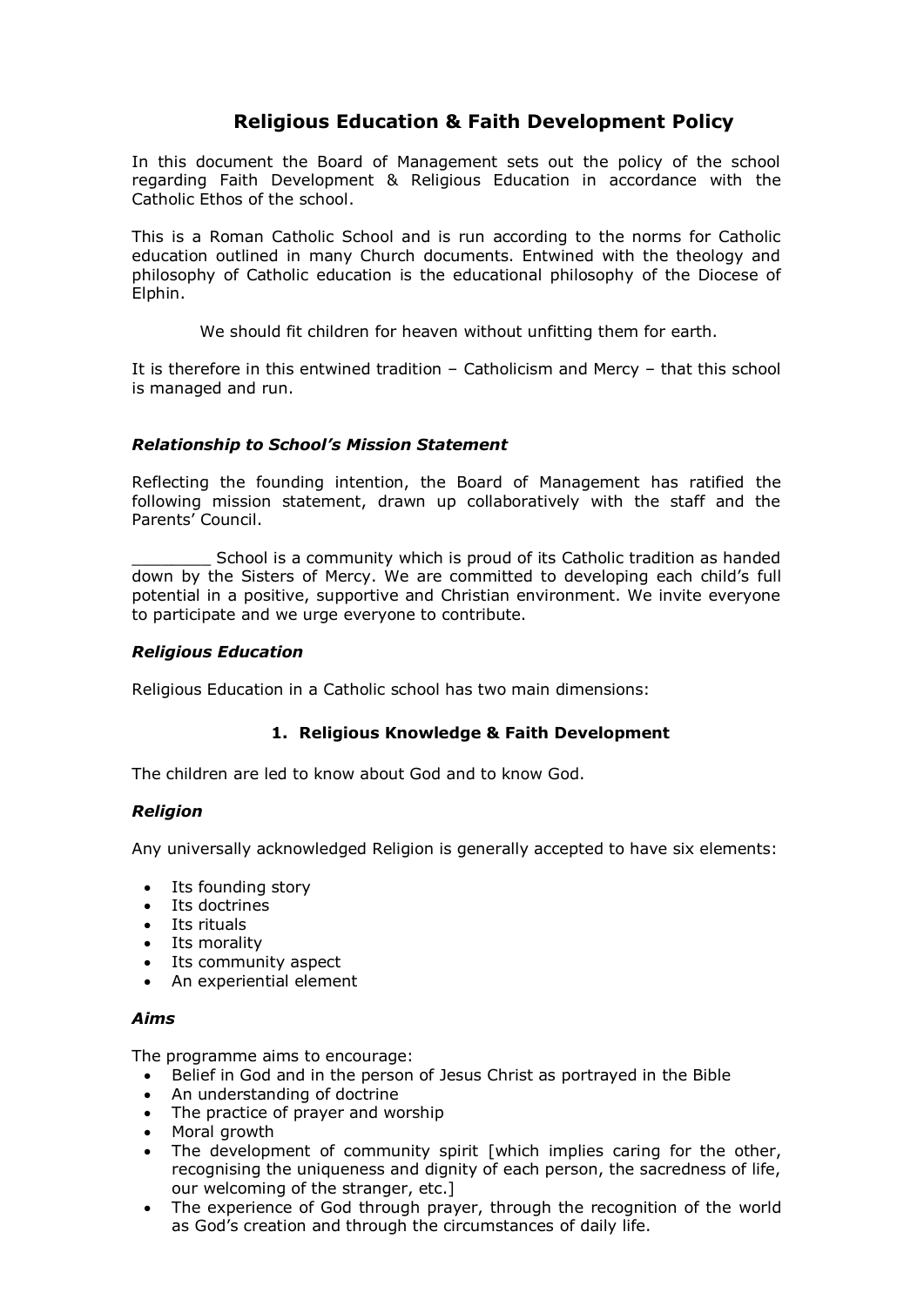# Religious Education & Faith Development Policy

In this document the Board of Management sets out the policy of the school regarding Faith Development & Religious Education in accordance with the Catholic Ethos of the school.

This is a Roman Catholic School and is run according to the norms for Catholic education outlined in many Church documents. Entwined with the theology and philosophy of Catholic education is the educational philosophy of the Diocese of Elphin.

We should fit children for heaven without unfitting them for earth.

It is therefore in this entwined tradition – Catholicism and Mercy – that this school is managed and run.

### *Relationship to School's Mission Statement*

Reflecting the founding intention, the Board of Management has ratified the following mission statement, drawn up collaboratively with the staff and the Parents' Council.

________ School is a community which is proud of its Catholic tradition as handed down by the Sisters of Mercy. We are committed to developing each child's full potential in a positive, supportive and Christian environment. We invite everyone to participate and we urge everyone to contribute.

### *Religious Education*

Religious Education in a Catholic school has two main dimensions:

#### 1. Religious Knowledge & Faith Development

The children are led to know about God and to know God.

### *Religion*

Any universally acknowledged Religion is generally accepted to have six elements:

- Its founding story
- Its doctrines
- Its rituals
- Its morality
- Its community aspect
- An experiential element

### *Aims*

The programme aims to encourage:

- Belief in God and in the person of Jesus Christ as portrayed in the Bible
- An understanding of doctrine
- The practice of prayer and worship
- Moral growth
- The development of community spirit [which implies caring for the other, recognising the uniqueness and dignity of each person, the sacredness of life, our welcoming of the stranger, etc.]
- The experience of God through prayer, through the recognition of the world as God's creation and through the circumstances of daily life.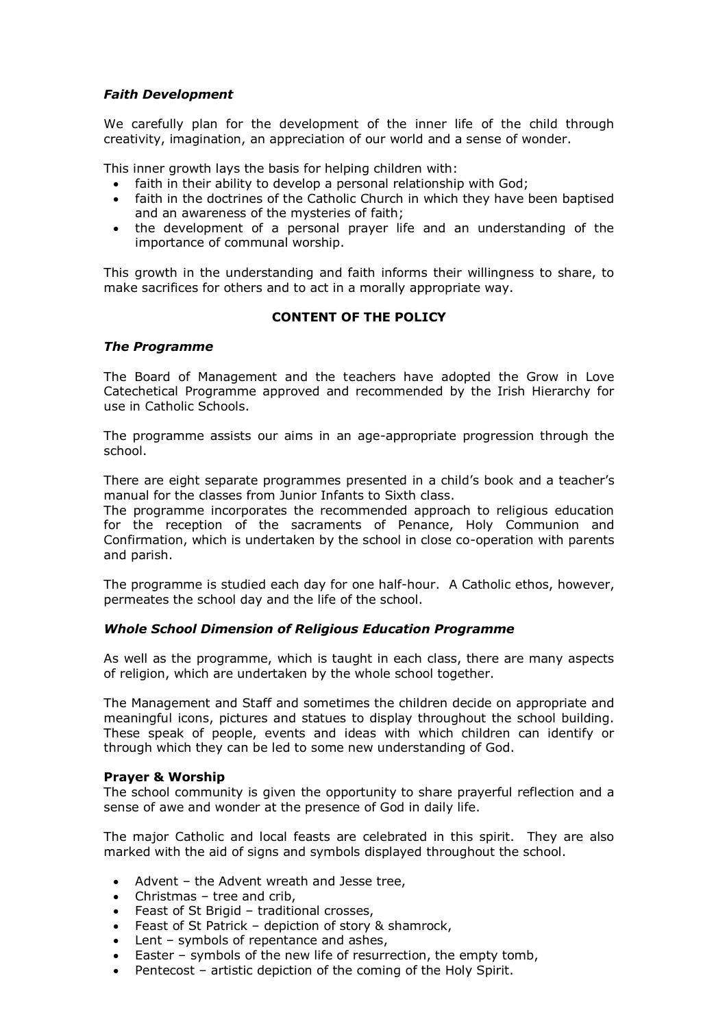### *Faith Development*

We carefully plan for the development of the inner life of the child through creativity, imagination, an appreciation of our world and a sense of wonder.

This inner growth lays the basis for helping children with:

- faith in their ability to develop a personal relationship with God;
- faith in the doctrines of the Catholic Church in which they have been baptised and an awareness of the mysteries of faith;
- the development of a personal prayer life and an understanding of the importance of communal worship.

This growth in the understanding and faith informs their willingness to share, to make sacrifices for others and to act in a morally appropriate way.

## CONTENT OF THE POLICY

### *The Programme*

The Board of Management and the teachers have adopted the Grow in Love Catechetical Programme approved and recommended by the Irish Hierarchy for use in Catholic Schools.

The programme assists our aims in an age-appropriate progression through the school.

There are eight separate programmes presented in a child's book and a teacher's manual for the classes from Junior Infants to Sixth class.
The programme incorporates the recommended approach to religious education for the reception of the sacraments of Penance, Holy Communion and Confirmation, which is undertaken by the school in close co-operation with parents and parish.

The programme is studied each day for one half-hour. A Catholic ethos, however, permeates the school day and the life of the school.

### *Whole School Dimension of Religious Education Programme*

As well as the programme, which is taught in each class, there are many aspects of religion, which are undertaken by the whole school together.

The Management and Staff and sometimes the children decide on appropriate and meaningful icons, pictures and statues to display throughout the school building. These speak of people, events and ideas with which children can identify or through which they can be led to some new understanding of God.

### Prayer & Worship

The school community is given the opportunity to share prayerful reflection and a sense of awe and wonder at the presence of God in daily life.

The major Catholic and local feasts are celebrated in this spirit. They are also marked with the aid of signs and symbols displayed throughout the school.

- Advent – the Advent wreath and Jesse tree,
- Christmas – tree and crib,
- Feast of St Brigid – traditional crosses,
- Feast of St Patrick – depiction of story & shamrock,
- Lent – symbols of repentance and ashes,
- Easter – symbols of the new life of resurrection, the empty tomb,
- Pentecost – artistic depiction of the coming of the Holy Spirit.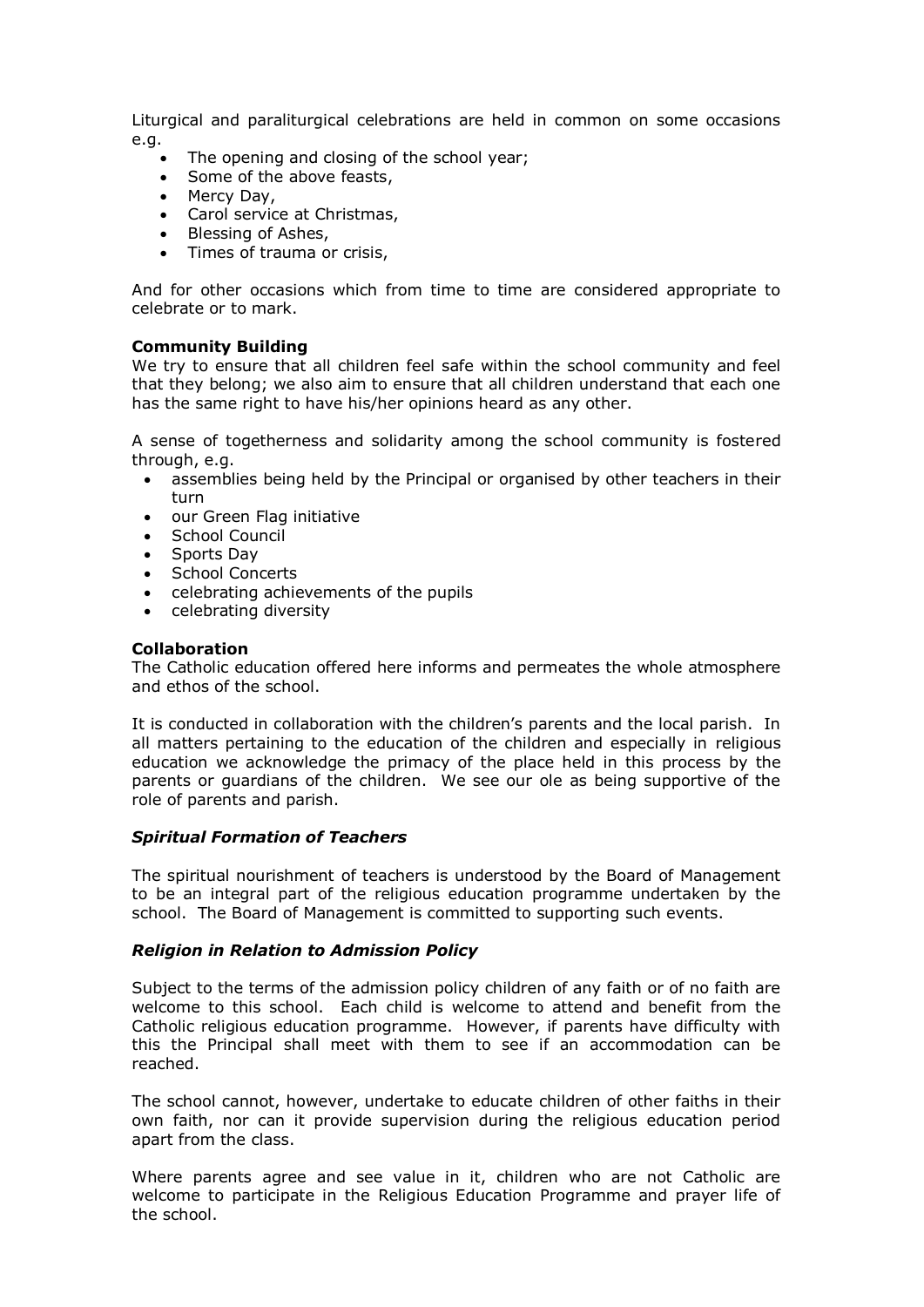Liturgical and paraliturgical celebrations are held in common on some occasions e.g.

- The opening and closing of the school year;
- Some of the above feasts,
- Mercy Day,
- Carol service at Christmas,
- Blessing of Ashes,
- Times of trauma or crisis,

And for other occasions which from time to time are considered appropriate to celebrate or to mark.

**Community Building**

We try to ensure that all children feel safe within the school community and feel that they belong; we also aim to ensure that all children understand that each one has the same right to have his/her opinions heard as any other.

A sense of togetherness and solidarity among the school community is fostered through, e.g.

- assemblies being held by the Principal or organised by other teachers in their turn
- our Green Flag initiative
- School Council
- Sports Day
- School Concerts
- celebrating achievements of the pupils
- celebrating diversity

**Collaboration**

The Catholic education offered here informs and permeates the whole atmosphere and ethos of the school.

It is conducted in collaboration with the children's parents and the local parish. In all matters pertaining to the education of the children and especially in religious education we acknowledge the primacy of the place held in this process by the parents or guardians of the children. We see our ole as being supportive of the role of parents and parish.

***Spiritual Formation of Teachers***

The spiritual nourishment of teachers is understood by the Board of Management to be an integral part of the religious education programme undertaken by the school. The Board of Management is committed to supporting such events.

***Religion in Relation to Admission Policy***

Subject to the terms of the admission policy children of any faith or of no faith are welcome to this school. Each child is welcome to attend and benefit from the Catholic religious education programme. However, if parents have difficulty with this the Principal shall meet with them to see if an accommodation can be reached.

The school cannot, however, undertake to educate children of other faiths in their own faith, nor can it provide supervision during the religious education period apart from the class.

Where parents agree and see value in it, children who are not Catholic are welcome to participate in the Religious Education Programme and prayer life of the school.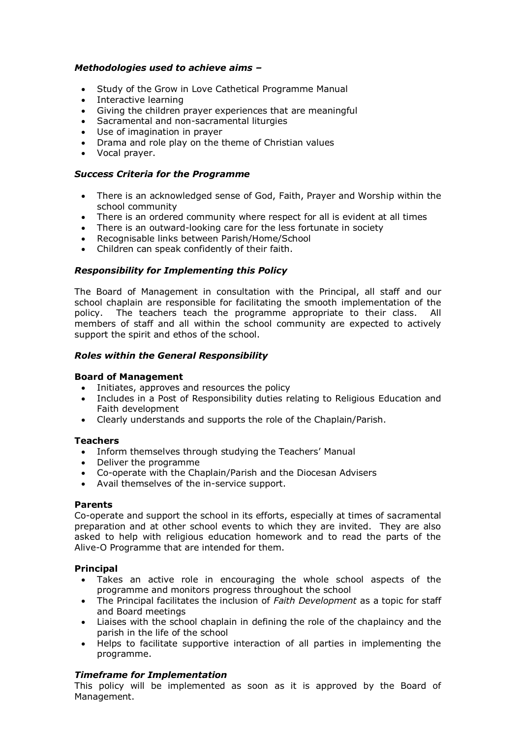### *Methodologies used to achieve aims –*

- Study of the Grow in Love Cathetical Programme Manual
- Interactive learning
- Giving the children prayer experiences that are meaningful
- Sacramental and non-sacramental liturgies
- Use of imagination in prayer
- Drama and role play on the theme of Christian values
- Vocal prayer.

### *Success Criteria for the Programme*

- There is an acknowledged sense of God, Faith, Prayer and Worship within the school community
- There is an ordered community where respect for all is evident at all times
- There is an outward-looking care for the less fortunate in society
- Recognisable links between Parish/Home/School
- Children can speak confidently of their faith.

### *Responsibility for Implementing this Policy*

The Board of Management in consultation with the Principal, all staff and our school chaplain are responsible for facilitating the smooth implementation of the policy. The teachers teach the programme appropriate to their class. All members of staff and all within the school community are expected to actively support the spirit and ethos of the school.

### *Roles within the General Responsibility*

**Board of Management**

- Initiates, approves and resources the policy
- Includes in a Post of Responsibility duties relating to Religious Education and Faith development
- Clearly understands and supports the role of the Chaplain/Parish.

**Teachers**

- Inform themselves through studying the Teachers' Manual
- Deliver the programme
- Co-operate with the Chaplain/Parish and the Diocesan Advisers
- Avail themselves of the in-service support.

**Parents**

Co-operate and support the school in its efforts, especially at times of sacramental preparation and at other school events to which they are invited. They are also asked to help with religious education homework and to read the parts of the Alive-O Programme that are intended for them.

**Principal**

- Takes an active role in encouraging the whole school aspects of the programme and monitors progress throughout the school
- The Principal facilitates the inclusion of *Faith Development* as a topic for staff and Board meetings
- Liaises with the school chaplain in defining the role of the chaplaincy and the parish in the life of the school
- Helps to facilitate supportive interaction of all parties in implementing the programme.

### *Timeframe for Implementation*

This policy will be implemented as soon as it is approved by the Board of Management.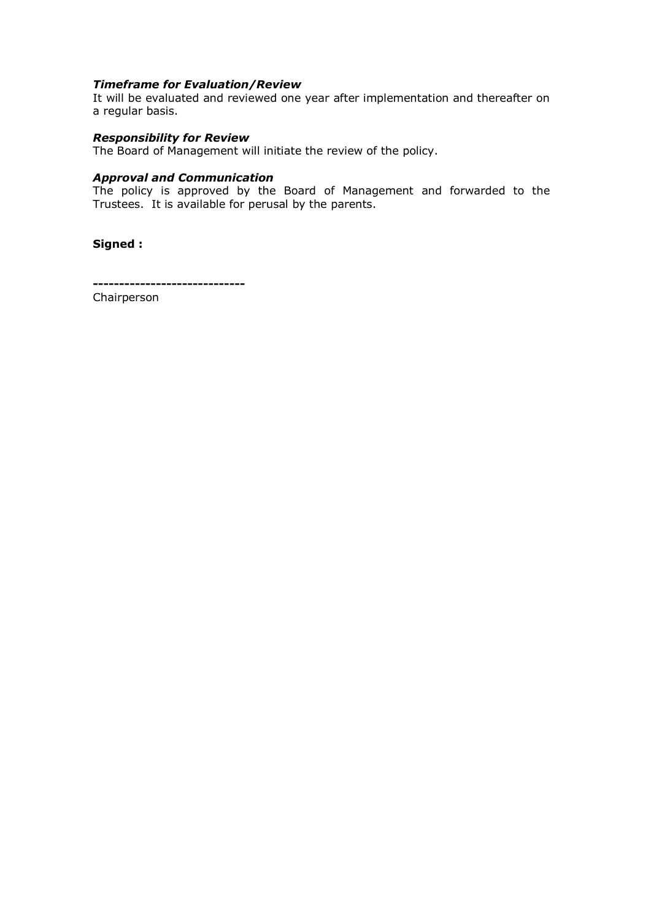***Timeframe for Evaluation/Review***
It will be evaluated and reviewed one year after implementation and thereafter on a regular basis.

***Responsibility for Review***
The Board of Management will initiate the review of the policy.

***Approval and Communication***
The policy is approved by the Board of Management and forwarded to the Trustees. It is available for perusal by the parents.

**Signed :**

**----------------------------**
Chairperson